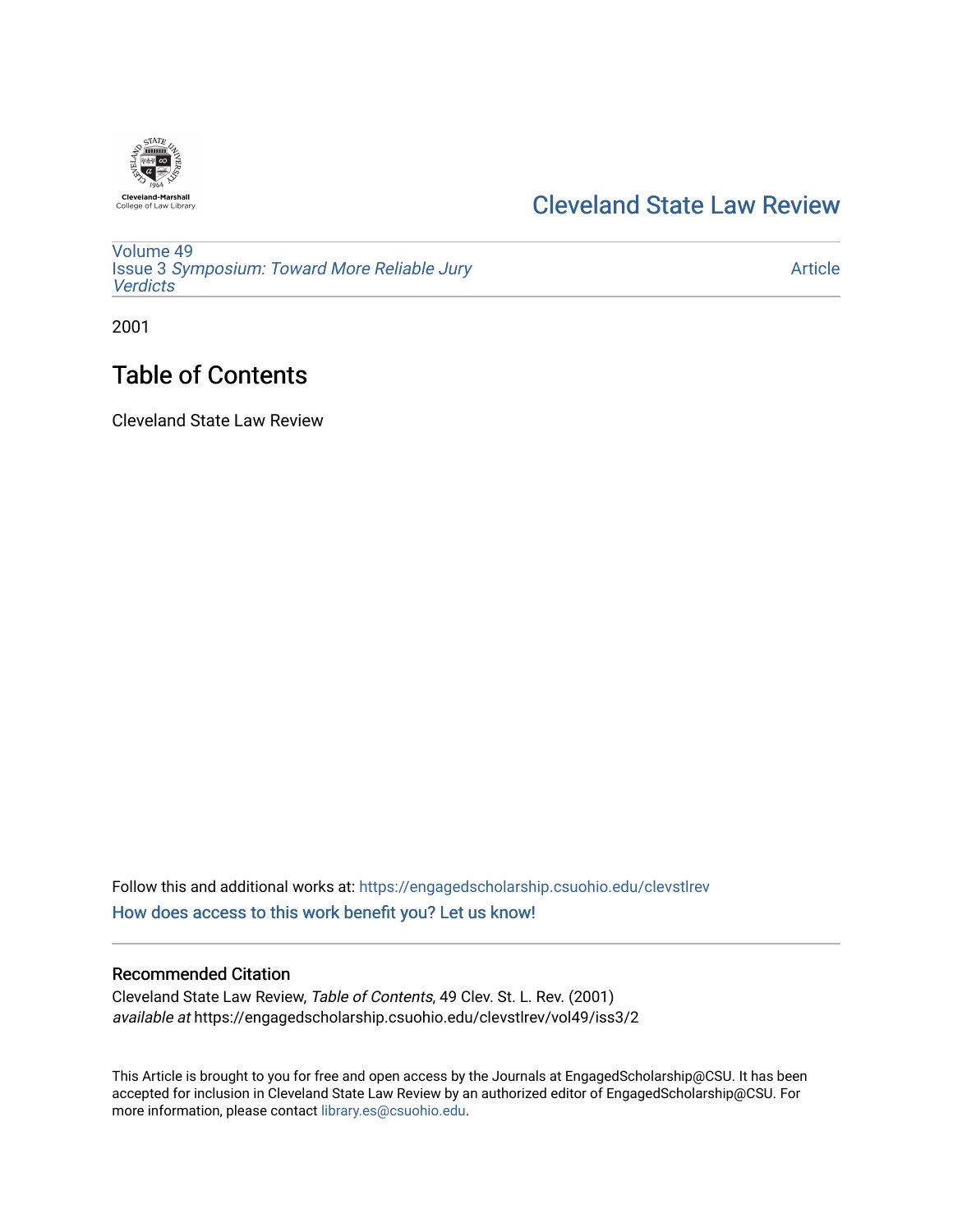Cleveland-Marshall
College of Law Library

# Cleveland State Law Review

Volume 49
Issue 3 *Symposium: Toward More Reliable Jury Verdicts*

Article

2001

# Table of Contents

Cleveland State Law Review

Follow this and additional works at: https://engagedscholarship.csuohio.edu/clevstlrev

How does access to this work benefit you? Let us know!

## Recommended Citation

Cleveland State Law Review, *Table of Contents*, 49 Clev. St. L. Rev. (2001)
*available at* https://engagedscholarship.csuohio.edu/clevstlrev/vol49/iss3/2

This Article is brought to you for free and open access by the Journals at EngagedScholarship@CSU. It has been accepted for inclusion in Cleveland State Law Review by an authorized editor of EngagedScholarship@CSU. For more information, please contact library.es@csuohio.edu.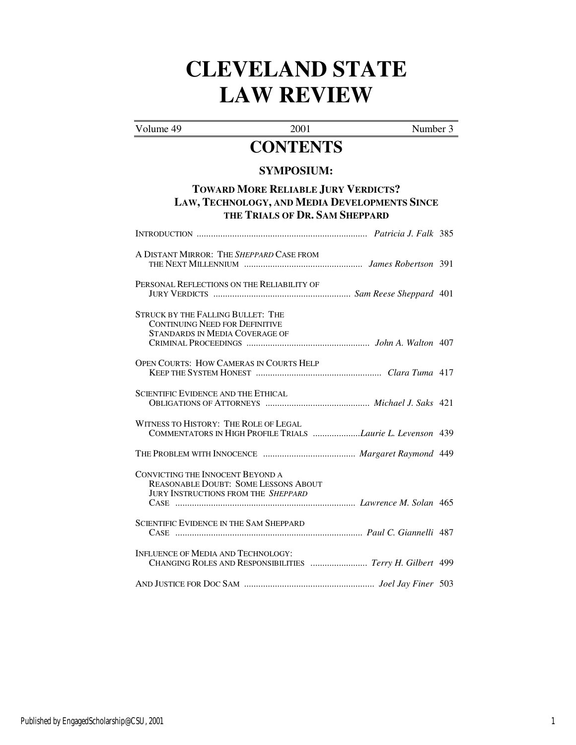# CLEVELAND STATE LAW REVIEW

Volume 49 | 2001 | Number 3

## CONTENTS

### SYMPOSIUM:

### TOWARD MORE RELIABLE JURY VERDICTS? LAW, TECHNOLOGY, AND MEDIA DEVELOPMENTS SINCE THE TRIALS OF DR. SAM SHEPPARD

INTRODUCTION ........................................................................ *Patricia J. Falk* 385

A DISTANT MIRROR: THE *SHEPPARD* CASE FROM THE NEXT MILLENNIUM .................................................. *James Robertson* 391

PERSONAL REFLECTIONS ON THE RELIABILITY OF JURY VERDICTS .......................................................... *Sam Reese Sheppard* 401

STRUCK BY THE FALLING BULLET: THE CONTINUING NEED FOR DEFINITIVE STANDARDS IN MEDIA COVERAGE OF CRIMINAL PROCEEDINGS .................................................... *John A. Walton* 407

OPEN COURTS: HOW CAMERAS IN COURTS HELP KEEP THE SYSTEM HONEST ..................................................... *Clara Tuma* 417

SCIENTIFIC EVIDENCE AND THE ETHICAL OBLIGATIONS OF ATTORNEYS ............................................ *Michael J. Saks* 421

WITNESS TO HISTORY: THE ROLE OF LEGAL COMMENTATORS IN HIGH PROFILE TRIALS ....................*Laurie L. Levenson* 439

THE PROBLEM WITH INNOCENCE ....................................... *Margaret Raymond* 449

CONVICTING THE INNOCENT BEYOND A REASONABLE DOUBT: SOME LESSONS ABOUT JURY INSTRUCTIONS FROM THE *SHEPPARD* CASE ............................................................................ *Lawrence M. Solan* 465

SCIENTIFIC EVIDENCE IN THE SAM SHEPPARD CASE ............................................................................... *Paul C. Giannelli* 487

INFLUENCE OF MEDIA AND TECHNOLOGY: CHANGING ROLES AND RESPONSIBILITIES ........................ *Terry H. Gilbert* 499

AND JUSTICE FOR DOC SAM ....................................................... *Joel Jay Finer* 503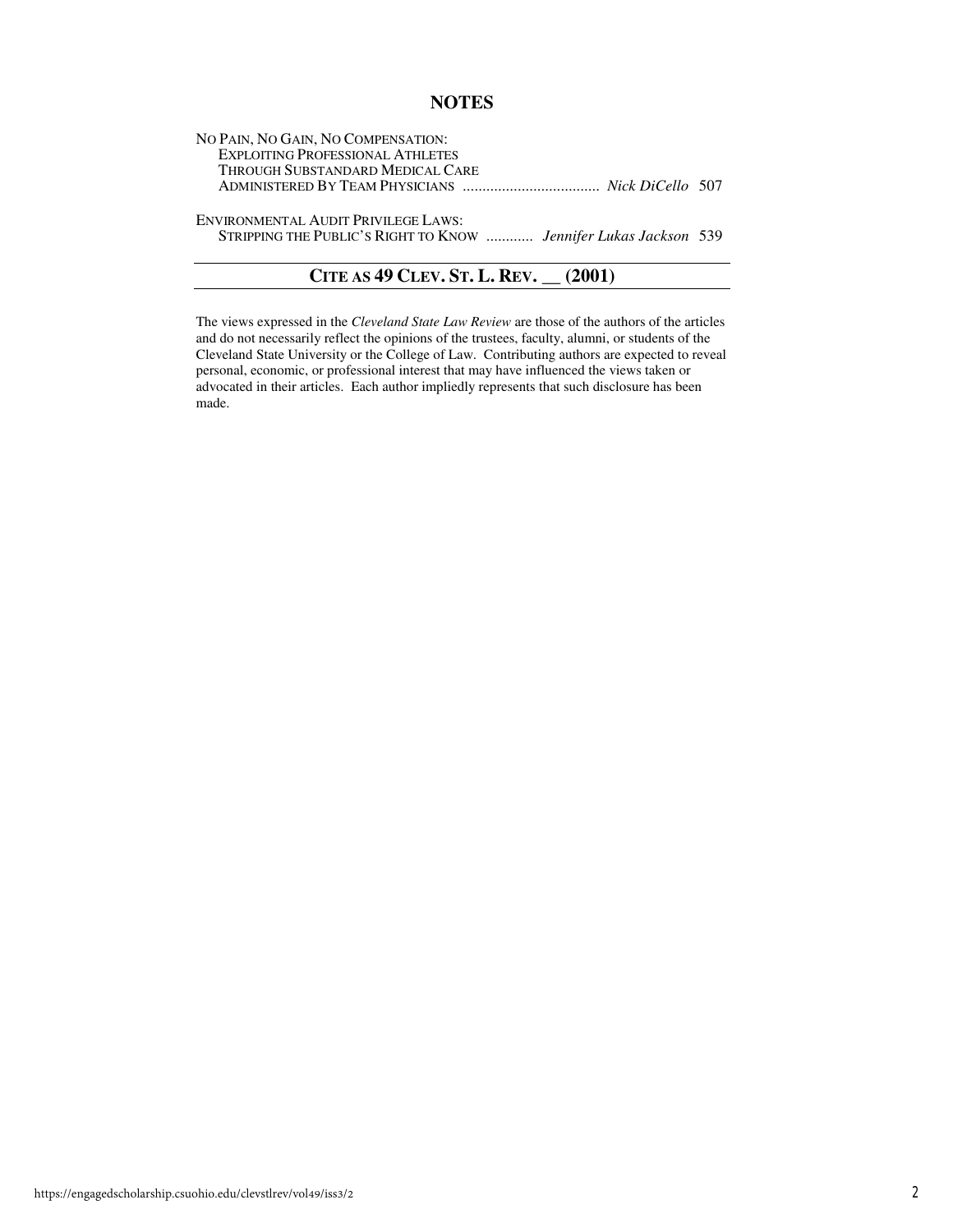## NOTES

NO PAIN, NO GAIN, NO COMPENSATION:
EXPLOITING PROFESSIONAL ATHLETES
THROUGH SUBSTANDARD MEDICAL CARE
ADMINISTERED BY TEAM PHYSICIANS .................................. *Nick DiCello* 507

ENVIRONMENTAL AUDIT PRIVILEGE LAWS:
STRIPPING THE PUBLIC'S RIGHT TO KNOW ........... *Jennifer Lukas Jackson* 539

---

**CITE AS 49 CLEV. ST. L. REV. __ (2001)**

---

The views expressed in the *Cleveland State Law Review* are those of the authors of the articles and do not necessarily reflect the opinions of the trustees, faculty, alumni, or students of the Cleveland State University or the College of Law. Contributing authors are expected to reveal personal, economic, or professional interest that may have influenced the views taken or advocated in their articles. Each author impliedly represents that such disclosure has been made.